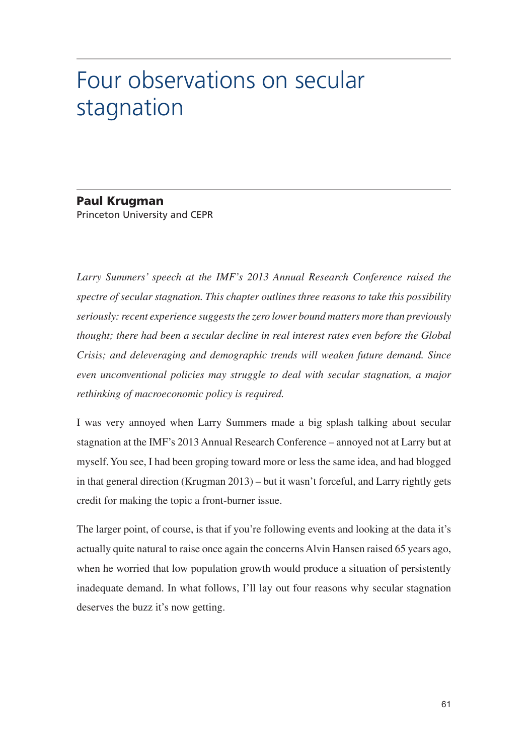# Four observations on secular stagnation

**Paul Krugman**
Princeton University and CEPR

*Larry Summers' speech at the IMF's 2013 Annual Research Conference raised the spectre of secular stagnation. This chapter outlines three reasons to take this possibility seriously: recent experience suggests the zero lower bound matters more than previously thought; there had been a secular decline in real interest rates even before the Global Crisis; and deleveraging and demographic trends will weaken future demand. Since even unconventional policies may struggle to deal with secular stagnation, a major rethinking of macroeconomic policy is required.*

I was very annoyed when Larry Summers made a big splash talking about secular stagnation at the IMF's 2013 Annual Research Conference – annoyed not at Larry but at myself. You see, I had been groping toward more or less the same idea, and had blogged in that general direction (Krugman 2013) – but it wasn't forceful, and Larry rightly gets credit for making the topic a front-burner issue.

The larger point, of course, is that if you're following events and looking at the data it's actually quite natural to raise once again the concerns Alvin Hansen raised 65 years ago, when he worried that low population growth would produce a situation of persistently inadequate demand. In what follows, I'll lay out four reasons why secular stagnation deserves the buzz it's now getting.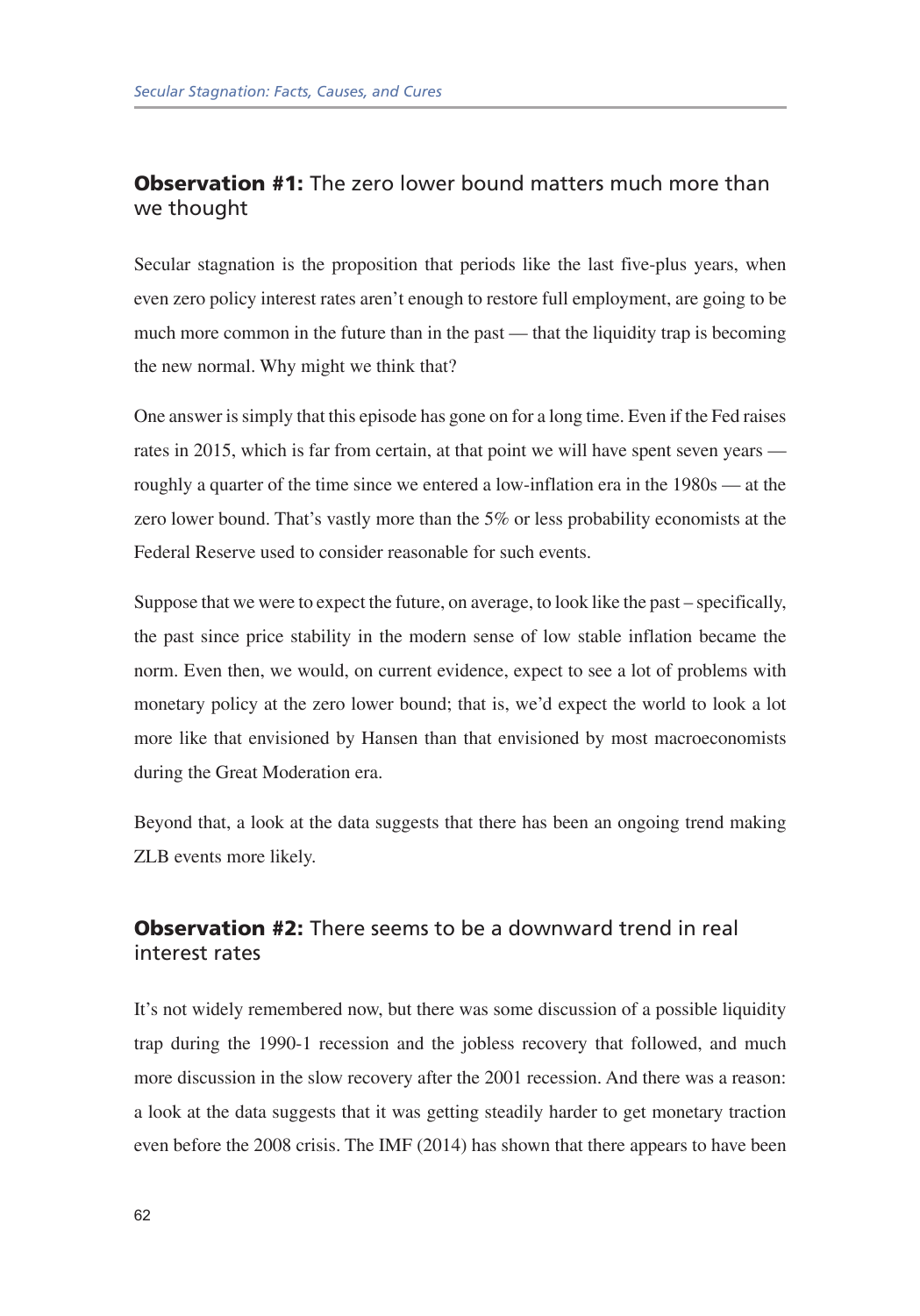## **Observation #1:** The zero lower bound matters much more than we thought

Secular stagnation is the proposition that periods like the last five-plus years, when even zero policy interest rates aren't enough to restore full employment, are going to be much more common in the future than in the past — that the liquidity trap is becoming the new normal. Why might we think that?

One answer is simply that this episode has gone on for a long time. Even if the Fed raises rates in 2015, which is far from certain, at that point we will have spent seven years — roughly a quarter of the time since we entered a low-inflation era in the 1980s — at the zero lower bound. That's vastly more than the 5% or less probability economists at the Federal Reserve used to consider reasonable for such events.

Suppose that we were to expect the future, on average, to look like the past – specifically, the past since price stability in the modern sense of low stable inflation became the norm. Even then, we would, on current evidence, expect to see a lot of problems with monetary policy at the zero lower bound; that is, we'd expect the world to look a lot more like that envisioned by Hansen than that envisioned by most macroeconomists during the Great Moderation era.

Beyond that, a look at the data suggests that there has been an ongoing trend making ZLB events more likely.

## **Observation #2:** There seems to be a downward trend in real interest rates

It's not widely remembered now, but there was some discussion of a possible liquidity trap during the 1990-1 recession and the jobless recovery that followed, and much more discussion in the slow recovery after the 2001 recession. And there was a reason: a look at the data suggests that it was getting steadily harder to get monetary traction even before the 2008 crisis. The IMF (2014) has shown that there appears to have been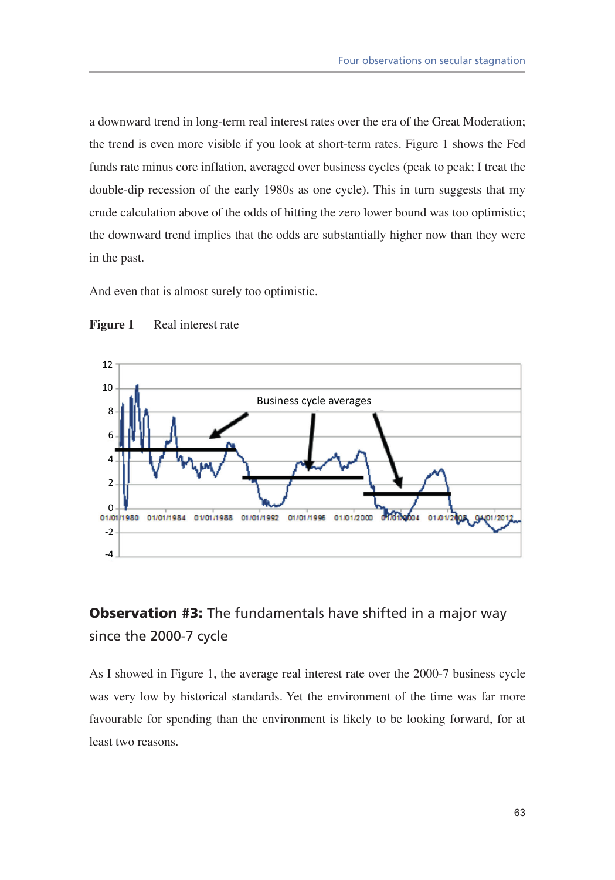a downward trend in long-term real interest rates over the era of the Great Moderation; the trend is even more visible if you look at short-term rates. Figure 1 shows the Fed funds rate minus core inflation, averaged over business cycles (peak to peak; I treat the double-dip recession of the early 1980s as one cycle). This in turn suggests that my crude calculation above of the odds of hitting the zero lower bound was too optimistic; the downward trend implies that the odds are substantially higher now than they were in the past.

And even that is almost surely too optimistic.

**Figure 1** Real interest rate

## **Observation #3:** The fundamentals have shifted in a major way since the 2000-7 cycle

As I showed in Figure 1, the average real interest rate over the 2000-7 business cycle was very low by historical standards. Yet the environment of the time was far more favourable for spending than the environment is likely to be looking forward, for at least two reasons.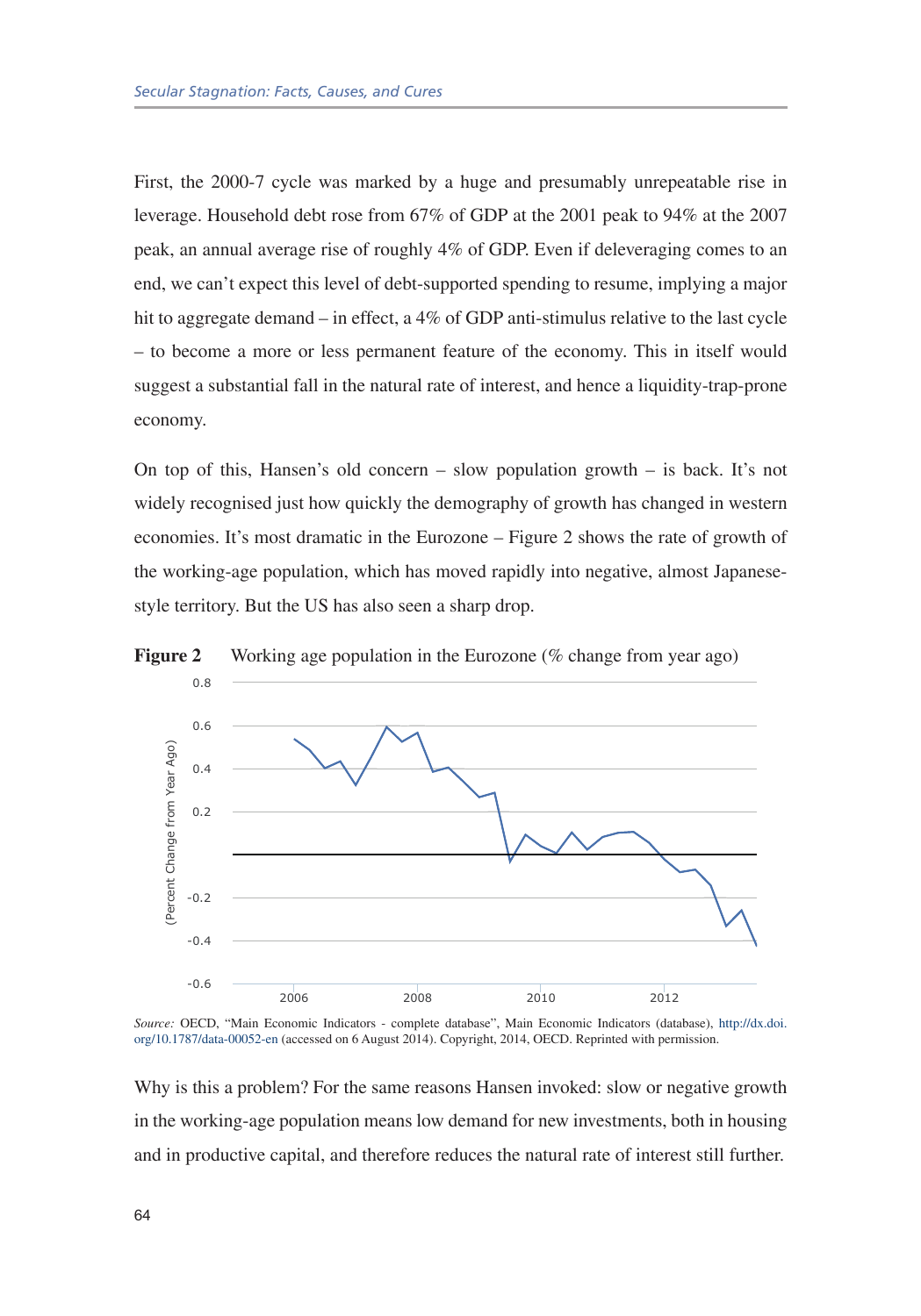First, the 2000-7 cycle was marked by a huge and presumably unrepeatable rise in leverage. Household debt rose from 67% of GDP at the 2001 peak to 94% at the 2007 peak, an annual average rise of roughly 4% of GDP. Even if deleveraging comes to an end, we can't expect this level of debt-supported spending to resume, implying a major hit to aggregate demand – in effect, a 4% of GDP anti-stimulus relative to the last cycle – to become a more or less permanent feature of the economy. This in itself would suggest a substantial fall in the natural rate of interest, and hence a liquidity-trap-prone economy.

On top of this, Hansen's old concern – slow population growth – is back. It's not widely recognised just how quickly the demography of growth has changed in western economies. It's most dramatic in the Eurozone – Figure 2 shows the rate of growth of the working-age population, which has moved rapidly into negative, almost Japanese-style territory. But the US has also seen a sharp drop.

**Figure 2** Working age population in the Eurozone (% change from year ago)

*Source:* OECD, "Main Economic Indicators - complete database", Main Economic Indicators (database), http://dx.doi.org/10.1787/data-00052-en (accessed on 6 August 2014). Copyright, 2014, OECD. Reprinted with permission.

Why is this a problem? For the same reasons Hansen invoked: slow or negative growth in the working-age population means low demand for new investments, both in housing and in productive capital, and therefore reduces the natural rate of interest still further.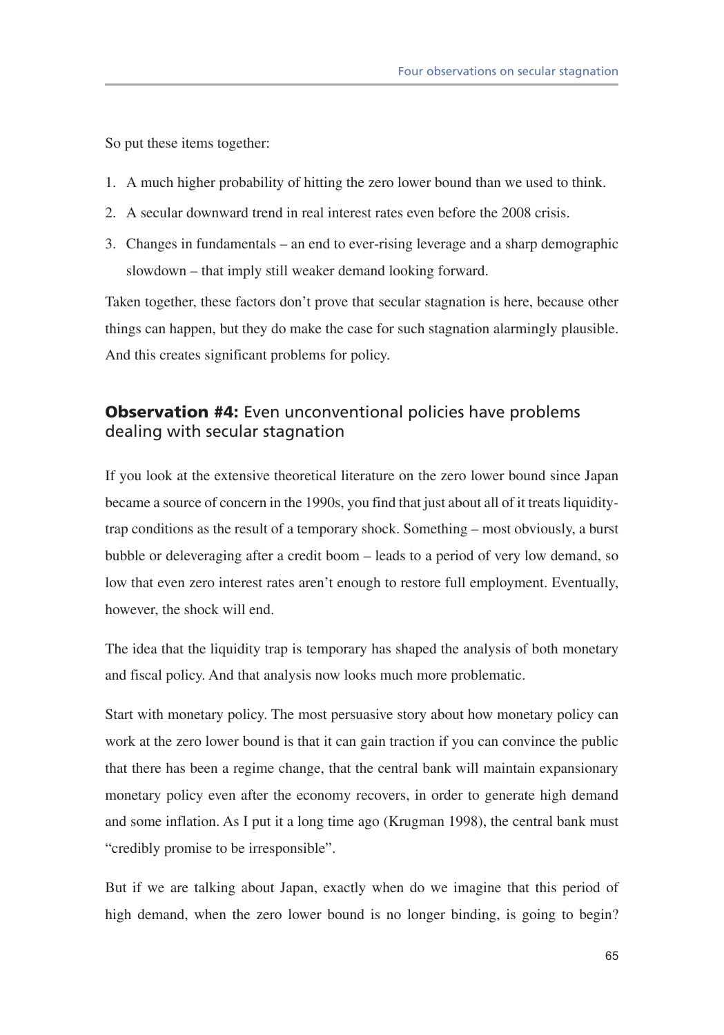So put these items together:

1. A much higher probability of hitting the zero lower bound than we used to think.
2. A secular downward trend in real interest rates even before the 2008 crisis.
3. Changes in fundamentals – an end to ever-rising leverage and a sharp demographic slowdown – that imply still weaker demand looking forward.

Taken together, these factors don't prove that secular stagnation is here, because other things can happen, but they do make the case for such stagnation alarmingly plausible. And this creates significant problems for policy.

## **Observation #4:** Even unconventional policies have problems dealing with secular stagnation

If you look at the extensive theoretical literature on the zero lower bound since Japan became a source of concern in the 1990s, you find that just about all of it treats liquidity-trap conditions as the result of a temporary shock. Something – most obviously, a burst bubble or deleveraging after a credit boom – leads to a period of very low demand, so low that even zero interest rates aren't enough to restore full employment. Eventually, however, the shock will end.

The idea that the liquidity trap is temporary has shaped the analysis of both monetary and fiscal policy. And that analysis now looks much more problematic.

Start with monetary policy. The most persuasive story about how monetary policy can work at the zero lower bound is that it can gain traction if you can convince the public that there has been a regime change, that the central bank will maintain expansionary monetary policy even after the economy recovers, in order to generate high demand and some inflation. As I put it a long time ago (Krugman 1998), the central bank must "credibly promise to be irresponsible".

But if we are talking about Japan, exactly when do we imagine that this period of high demand, when the zero lower bound is no longer binding, is going to begin?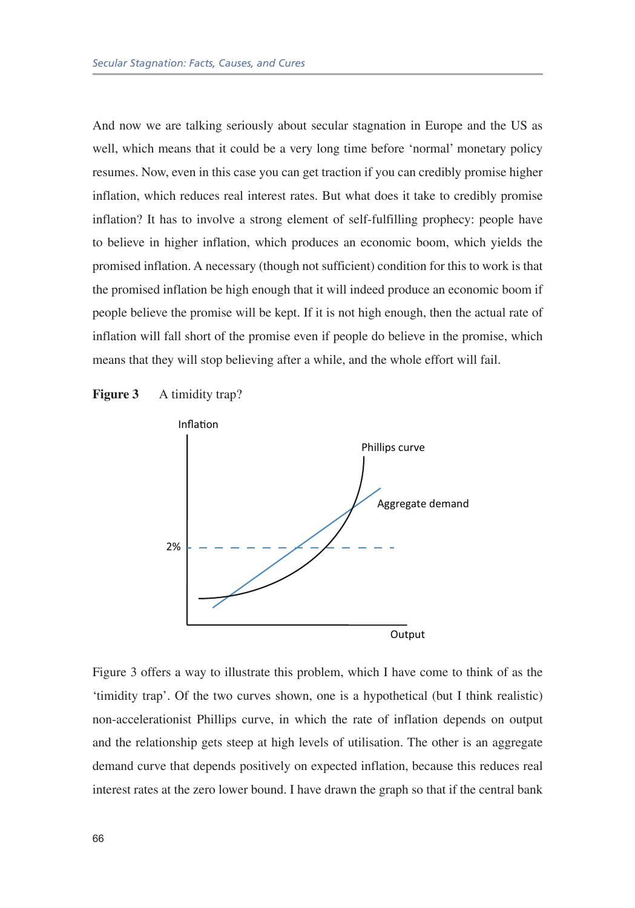And now we are talking seriously about secular stagnation in Europe and the US as well, which means that it could be a very long time before 'normal' monetary policy resumes. Now, even in this case you can get traction if you can credibly promise higher inflation, which reduces real interest rates. But what does it take to credibly promise inflation? It has to involve a strong element of self-fulfilling prophecy: people have to believe in higher inflation, which produces an economic boom, which yields the promised inflation. A necessary (though not sufficient) condition for this to work is that the promised inflation be high enough that it will indeed produce an economic boom if people believe the promise will be kept. If it is not high enough, then the actual rate of inflation will fall short of the promise even if people do believe in the promise, which means that they will stop believing after a while, and the whole effort will fail.

**Figure 3** A timidity trap?

Figure 3 offers a way to illustrate this problem, which I have come to think of as the 'timidity trap'. Of the two curves shown, one is a hypothetical (but I think realistic) non-accelerationist Phillips curve, in which the rate of inflation depends on output and the relationship gets steep at high levels of utilisation. The other is an aggregate demand curve that depends positively on expected inflation, because this reduces real interest rates at the zero lower bound. I have drawn the graph so that if the central bank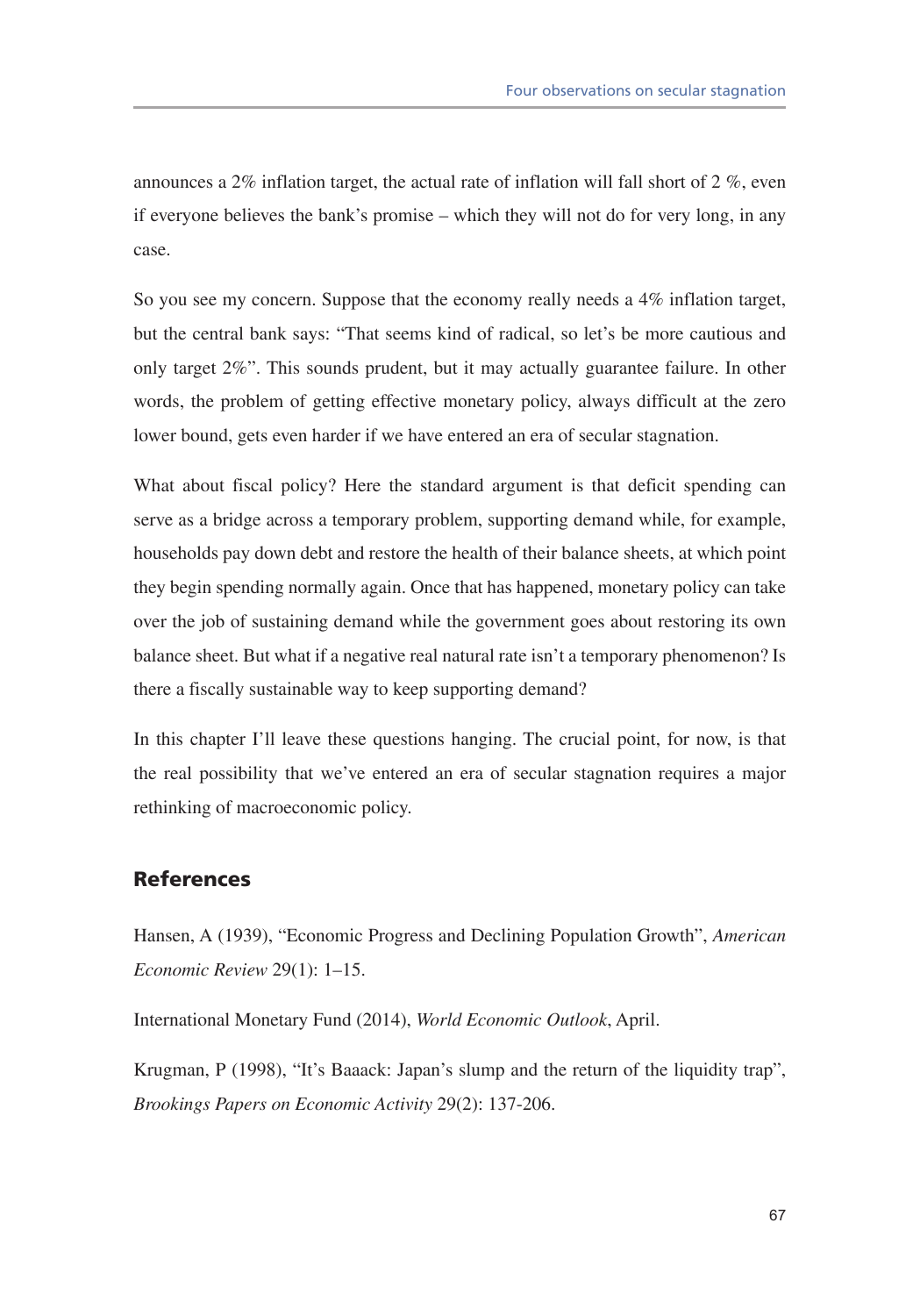announces a 2% inflation target, the actual rate of inflation will fall short of 2 %, even if everyone believes the bank's promise – which they will not do for very long, in any case.

So you see my concern. Suppose that the economy really needs a 4% inflation target, but the central bank says: "That seems kind of radical, so let's be more cautious and only target 2%". This sounds prudent, but it may actually guarantee failure. In other words, the problem of getting effective monetary policy, always difficult at the zero lower bound, gets even harder if we have entered an era of secular stagnation.

What about fiscal policy? Here the standard argument is that deficit spending can serve as a bridge across a temporary problem, supporting demand while, for example, households pay down debt and restore the health of their balance sheets, at which point they begin spending normally again. Once that has happened, monetary policy can take over the job of sustaining demand while the government goes about restoring its own balance sheet. But what if a negative real natural rate isn't a temporary phenomenon? Is there a fiscally sustainable way to keep supporting demand?

In this chapter I'll leave these questions hanging. The crucial point, for now, is that the real possibility that we've entered an era of secular stagnation requires a major rethinking of macroeconomic policy.

## References

Hansen, A (1939), "Economic Progress and Declining Population Growth", *American Economic Review* 29(1): 1–15.

International Monetary Fund (2014), *World Economic Outlook*, April.

Krugman, P (1998), "It's Baaack: Japan's slump and the return of the liquidity trap", *Brookings Papers on Economic Activity* 29(2): 137-206.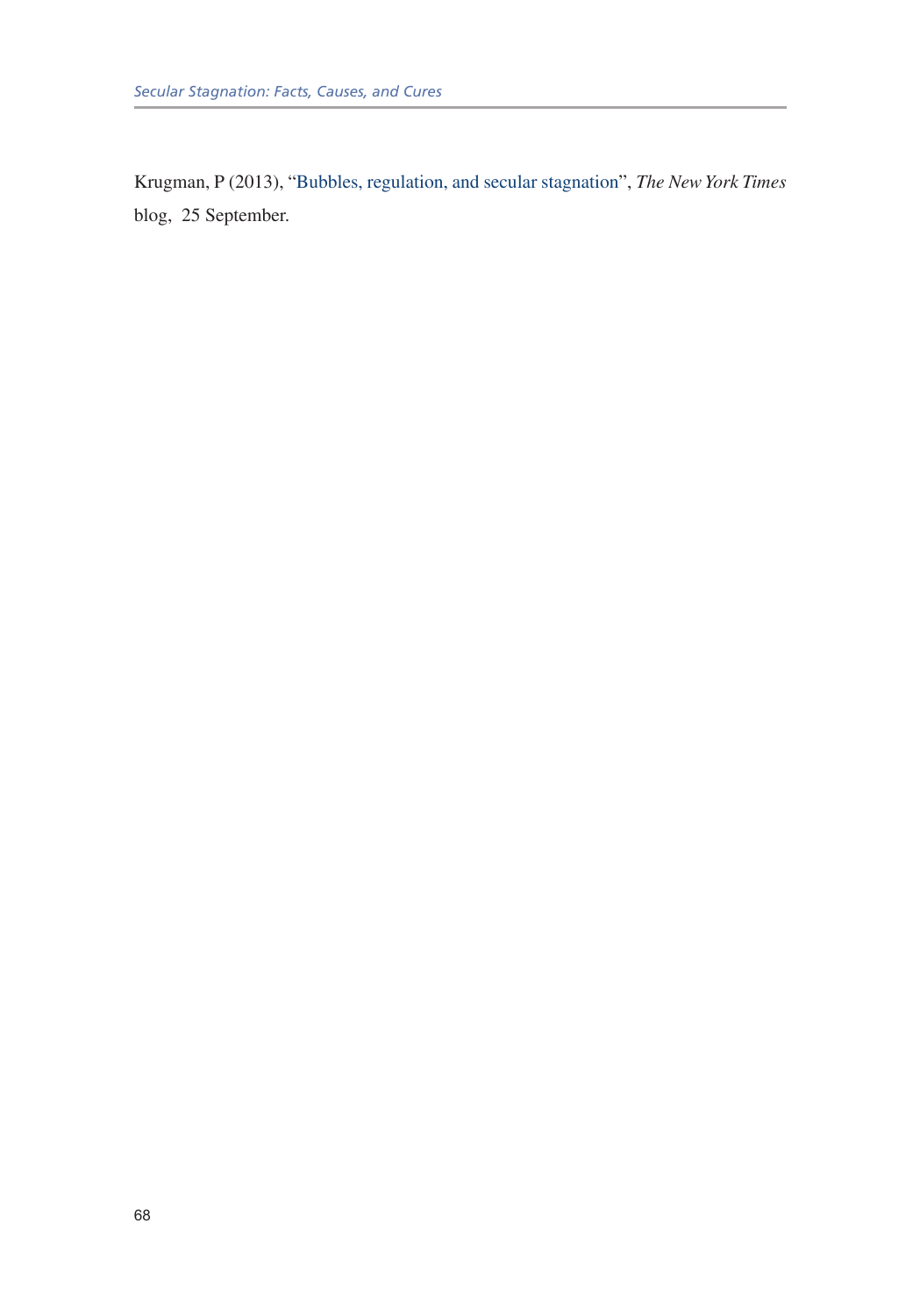Krugman, P (2013), "Bubbles, regulation, and secular stagnation", *The New York Times* blog, 25 September.